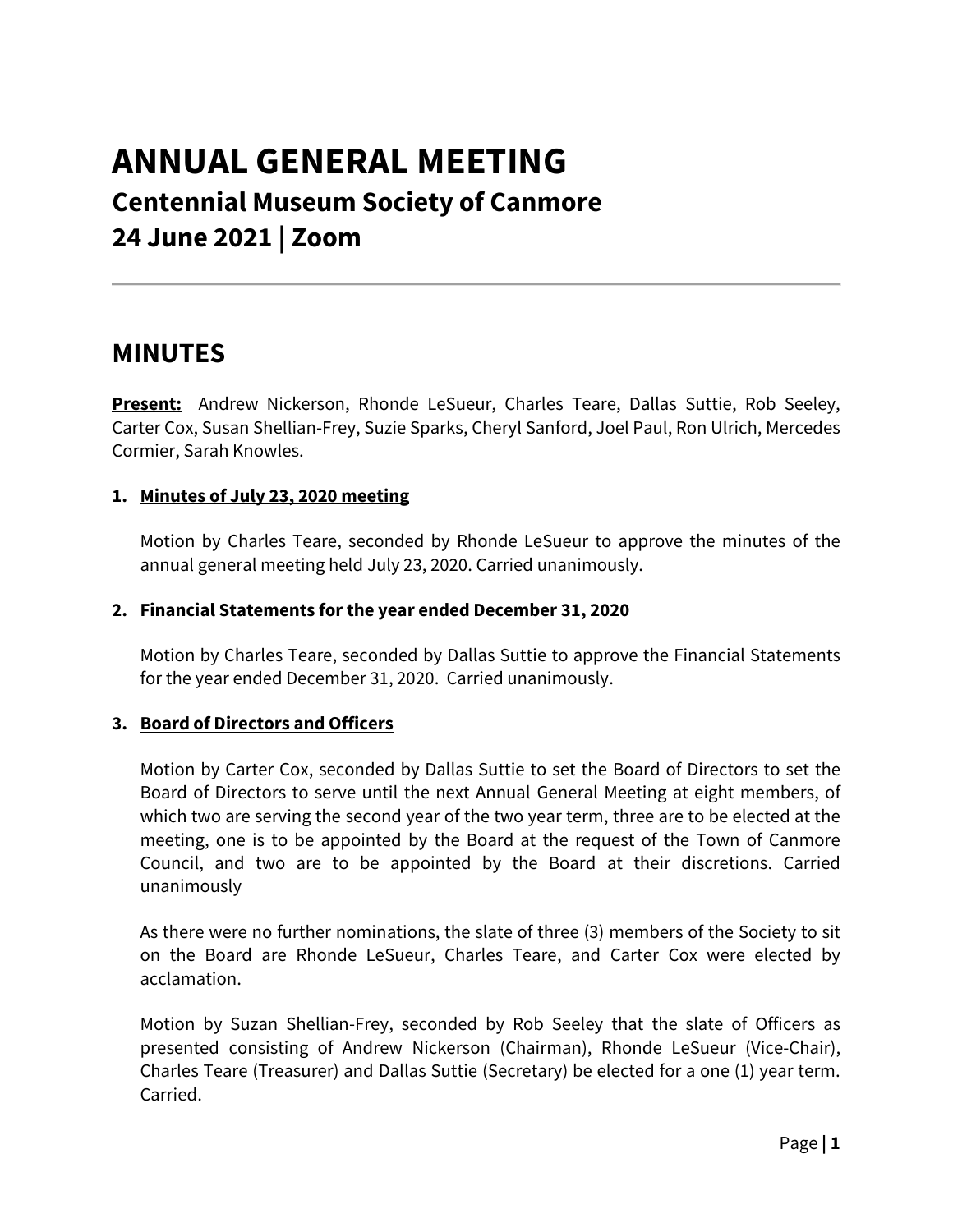# ANNUAL GENERAL MEETING

## Centennial Museum Society of Canmore

## 24 June 2021 | Zoom

---

## MINUTES

**Present:** Andrew Nickerson, Rhonde LeSueur, Charles Teare, Dallas Suttie, Rob Seeley, Carter Cox, Susan Shellian-Frey, Suzie Sparks, Cheryl Sanford, Joel Paul, Ron Ulrich, Mercedes Cormier, Sarah Knowles.

1. **Minutes of July 23, 2020 meeting**

   Motion by Charles Teare, seconded by Rhonde LeSueur to approve the minutes of the annual general meeting held July 23, 2020. Carried unanimously.

2. **Financial Statements for the year ended December 31, 2020**

   Motion by Charles Teare, seconded by Dallas Suttie to approve the Financial Statements for the year ended December 31, 2020. Carried unanimously.

3. **Board of Directors and Officers**

   Motion by Carter Cox, seconded by Dallas Suttie to set the Board of Directors to set the Board of Directors to serve until the next Annual General Meeting at eight members, of which two are serving the second year of the two year term, three are to be elected at the meeting, one is to be appointed by the Board at the request of the Town of Canmore Council, and two are to be appointed by the Board at their discretions. Carried unanimously

   As there were no further nominations, the slate of three (3) members of the Society to sit on the Board are Rhonde LeSueur, Charles Teare, and Carter Cox were elected by acclamation.

   Motion by Suzan Shellian-Frey, seconded by Rob Seeley that the slate of Officers as presented consisting of Andrew Nickerson (Chairman), Rhonde LeSueur (Vice-Chair), Charles Teare (Treasurer) and Dallas Suttie (Secretary) be elected for a one (1) year term. Carried.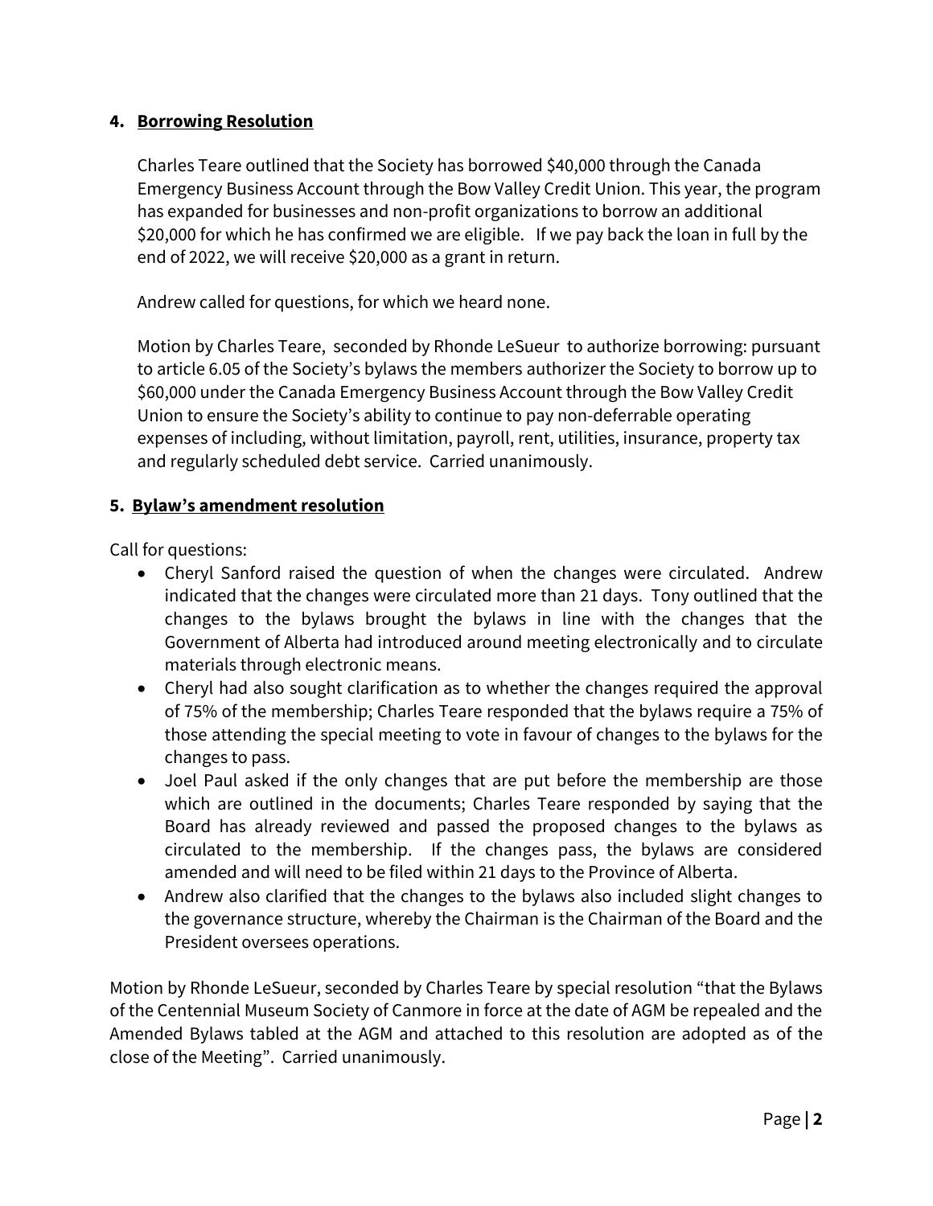## 4. Borrowing Resolution

Charles Teare outlined that the Society has borrowed $40,000 through the Canada Emergency Business Account through the Bow Valley Credit Union. This year, the program has expanded for businesses and non-profit organizations to borrow an additional $20,000 for which he has confirmed we are eligible. If we pay back the loan in full by the end of 2022, we will receive $20,000 as a grant in return.

Andrew called for questions, for which we heard none.

Motion by Charles Teare, seconded by Rhonde LeSueur to authorize borrowing: pursuant to article 6.05 of the Society's bylaws the members authorizer the Society to borrow up to $60,000 under the Canada Emergency Business Account through the Bow Valley Credit Union to ensure the Society's ability to continue to pay non-deferrable operating expenses of including, without limitation, payroll, rent, utilities, insurance, property tax and regularly scheduled debt service. Carried unanimously.

## 5. Bylaw's amendment resolution

Call for questions:

- Cheryl Sanford raised the question of when the changes were circulated. Andrew indicated that the changes were circulated more than 21 days. Tony outlined that the changes to the bylaws brought the bylaws in line with the changes that the Government of Alberta had introduced around meeting electronically and to circulate materials through electronic means.
- Cheryl had also sought clarification as to whether the changes required the approval of 75% of the membership; Charles Teare responded that the bylaws require a 75% of those attending the special meeting to vote in favour of changes to the bylaws for the changes to pass.
- Joel Paul asked if the only changes that are put before the membership are those which are outlined in the documents; Charles Teare responded by saying that the Board has already reviewed and passed the proposed changes to the bylaws as circulated to the membership. If the changes pass, the bylaws are considered amended and will need to be filed within 21 days to the Province of Alberta.
- Andrew also clarified that the changes to the bylaws also included slight changes to the governance structure, whereby the Chairman is the Chairman of the Board and the President oversees operations.

Motion by Rhonde LeSueur, seconded by Charles Teare by special resolution "that the Bylaws of the Centennial Museum Society of Canmore in force at the date of AGM be repealed and the Amended Bylaws tabled at the AGM and attached to this resolution are adopted as of the close of the Meeting". Carried unanimously.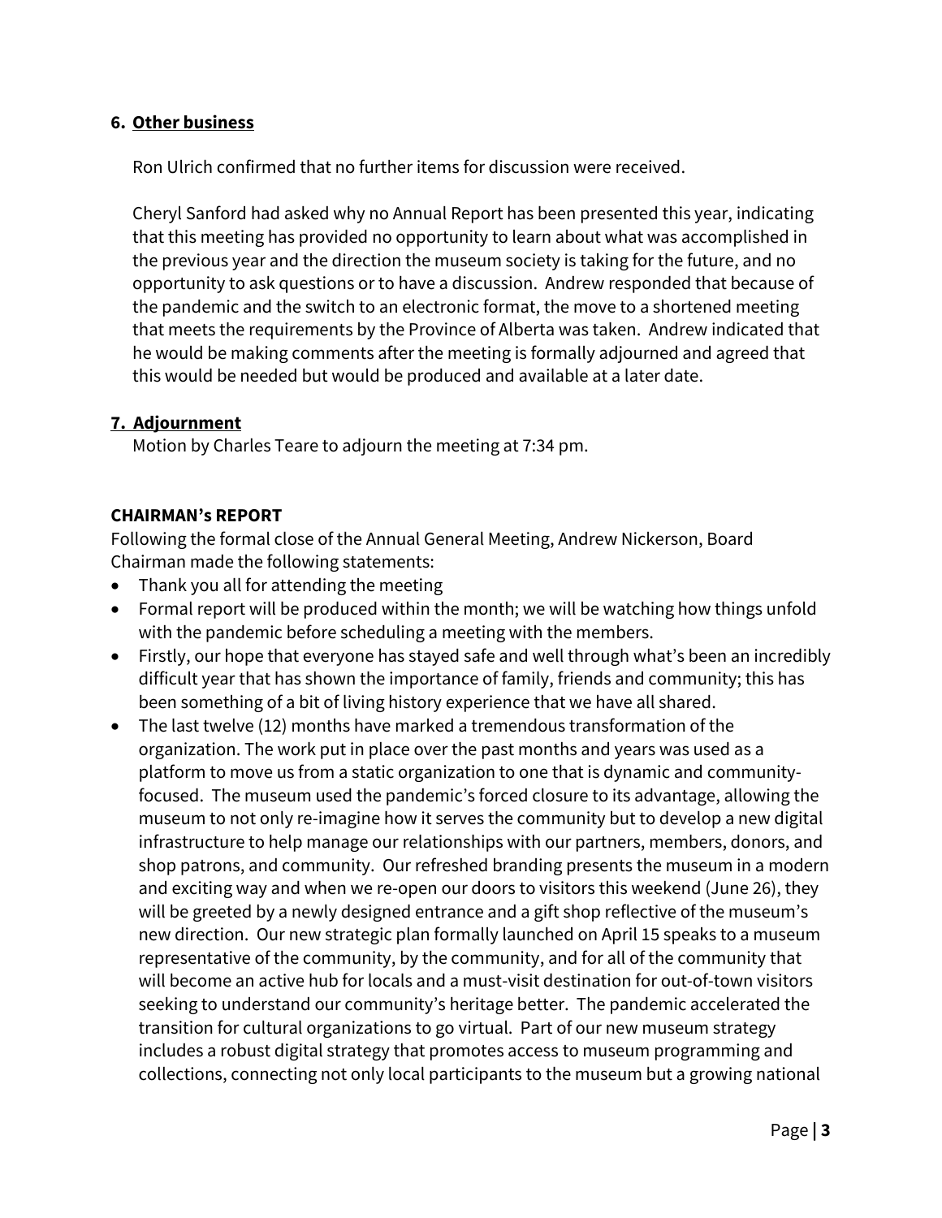## 6. Other business

Ron Ulrich confirmed that no further items for discussion were received.

Cheryl Sanford had asked why no Annual Report has been presented this year, indicating that this meeting has provided no opportunity to learn about what was accomplished in the previous year and the direction the museum society is taking for the future, and no opportunity to ask questions or to have a discussion. Andrew responded that because of the pandemic and the switch to an electronic format, the move to a shortened meeting that meets the requirements by the Province of Alberta was taken. Andrew indicated that he would be making comments after the meeting is formally adjourned and agreed that this would be needed but would be produced and available at a later date.

## 7. Adjournment

Motion by Charles Teare to adjourn the meeting at 7:34 pm.

**CHAIRMAN's REPORT**

Following the formal close of the Annual General Meeting, Andrew Nickerson, Board Chairman made the following statements:

- Thank you all for attending the meeting
- Formal report will be produced within the month; we will be watching how things unfold with the pandemic before scheduling a meeting with the members.
- Firstly, our hope that everyone has stayed safe and well through what's been an incredibly difficult year that has shown the importance of family, friends and community; this has been something of a bit of living history experience that we have all shared.
- The last twelve (12) months have marked a tremendous transformation of the organization. The work put in place over the past months and years was used as a platform to move us from a static organization to one that is dynamic and community-focused. The museum used the pandemic's forced closure to its advantage, allowing the museum to not only re-imagine how it serves the community but to develop a new digital infrastructure to help manage our relationships with our partners, members, donors, and shop patrons, and community. Our refreshed branding presents the museum in a modern and exciting way and when we re-open our doors to visitors this weekend (June 26), they will be greeted by a newly designed entrance and a gift shop reflective of the museum's new direction. Our new strategic plan formally launched on April 15 speaks to a museum representative of the community, by the community, and for all of the community that will become an active hub for locals and a must-visit destination for out-of-town visitors seeking to understand our community's heritage better. The pandemic accelerated the transition for cultural organizations to go virtual. Part of our new museum strategy includes a robust digital strategy that promotes access to museum programming and collections, connecting not only local participants to the museum but a growing national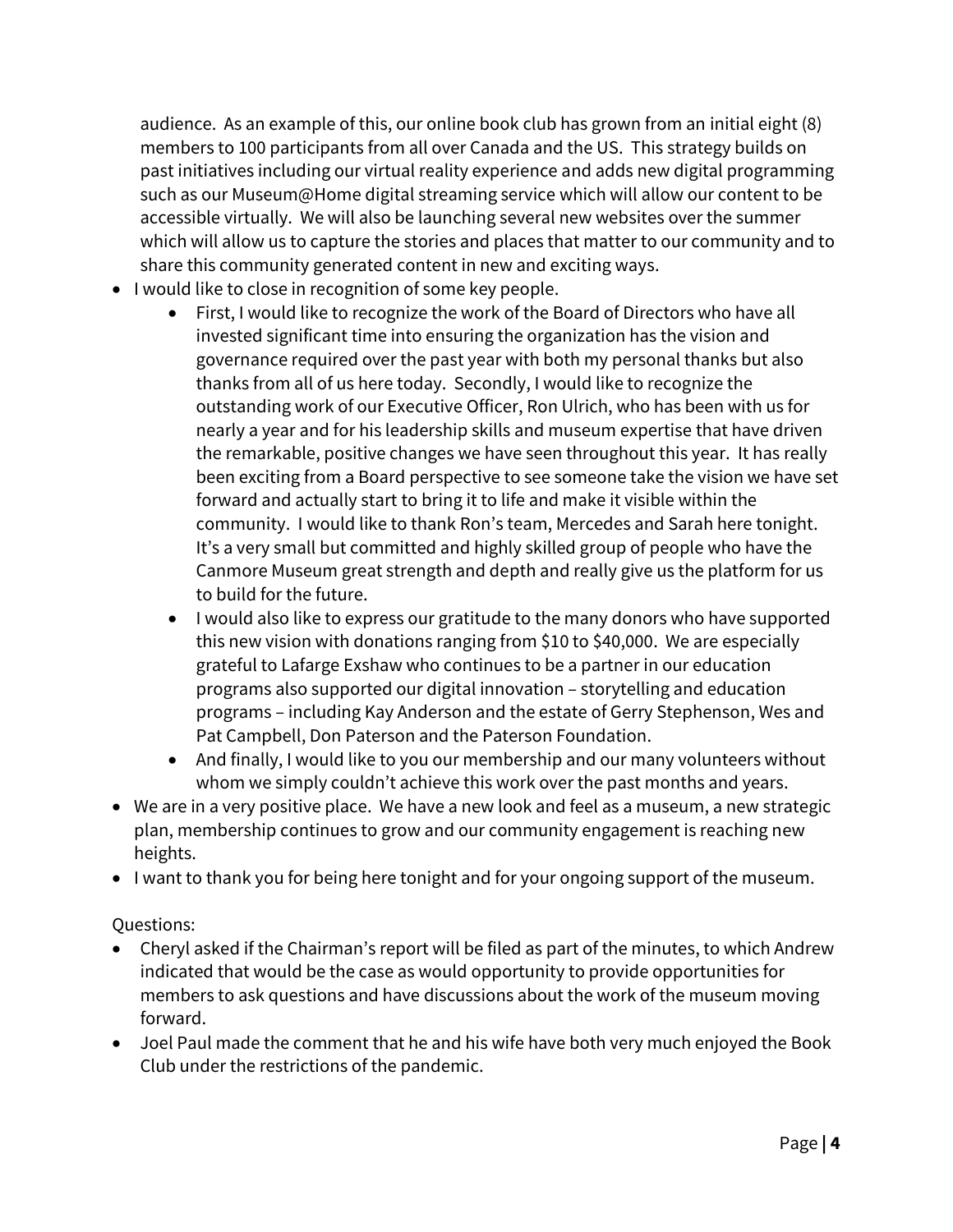audience. As an example of this, our online book club has grown from an initial eight (8) members to 100 participants from all over Canada and the US. This strategy builds on past initiatives including our virtual reality experience and adds new digital programming such as our Museum@Home digital streaming service which will allow our content to be accessible virtually. We will also be launching several new websites over the summer which will allow us to capture the stories and places that matter to our community and to share this community generated content in new and exciting ways.

- I would like to close in recognition of some key people.
    - First, I would like to recognize the work of the Board of Directors who have all invested significant time into ensuring the organization has the vision and governance required over the past year with both my personal thanks but also thanks from all of us here today. Secondly, I would like to recognize the outstanding work of our Executive Officer, Ron Ulrich, who has been with us for nearly a year and for his leadership skills and museum expertise that have driven the remarkable, positive changes we have seen throughout this year. It has really been exciting from a Board perspective to see someone take the vision we have set forward and actually start to bring it to life and make it visible within the community. I would like to thank Ron's team, Mercedes and Sarah here tonight. It's a very small but committed and highly skilled group of people who have the Canmore Museum great strength and depth and really give us the platform for us to build for the future.
    - I would also like to express our gratitude to the many donors who have supported this new vision with donations ranging from $10 to $40,000. We are especially grateful to Lafarge Exshaw who continues to be a partner in our education programs also supported our digital innovation – storytelling and education programs – including Kay Anderson and the estate of Gerry Stephenson, Wes and Pat Campbell, Don Paterson and the Paterson Foundation.
    - And finally, I would like to you our membership and our many volunteers without whom we simply couldn't achieve this work over the past months and years.
- We are in a very positive place. We have a new look and feel as a museum, a new strategic plan, membership continues to grow and our community engagement is reaching new heights.
- I want to thank you for being here tonight and for your ongoing support of the museum.

Questions:

- Cheryl asked if the Chairman's report will be filed as part of the minutes, to which Andrew indicated that would be the case as would opportunity to provide opportunities for members to ask questions and have discussions about the work of the museum moving forward.
- Joel Paul made the comment that he and his wife have both very much enjoyed the Book Club under the restrictions of the pandemic.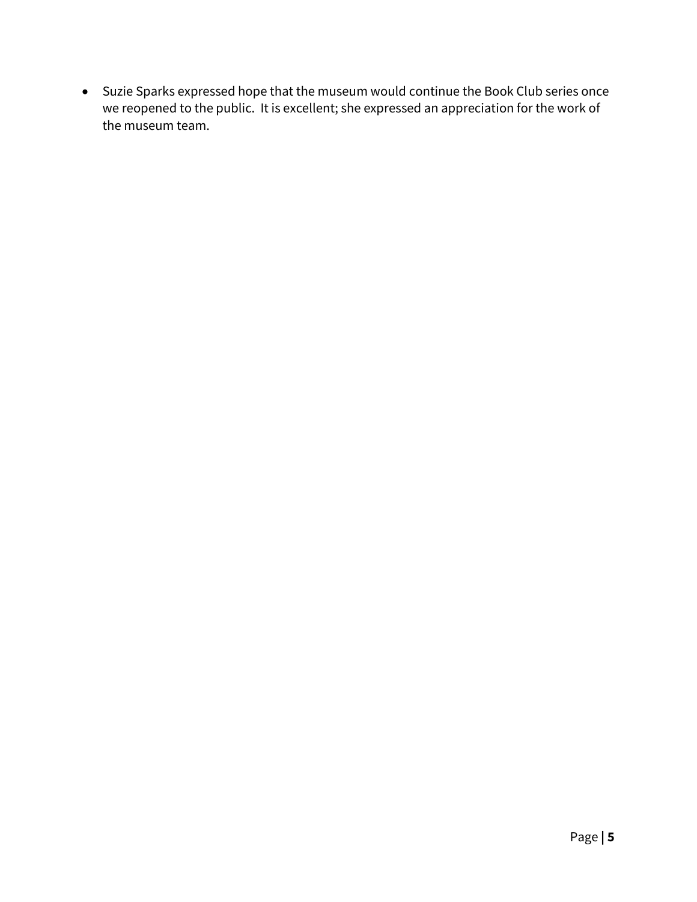- Suzie Sparks expressed hope that the museum would continue the Book Club series once we reopened to the public. It is excellent; she expressed an appreciation for the work of the museum team.